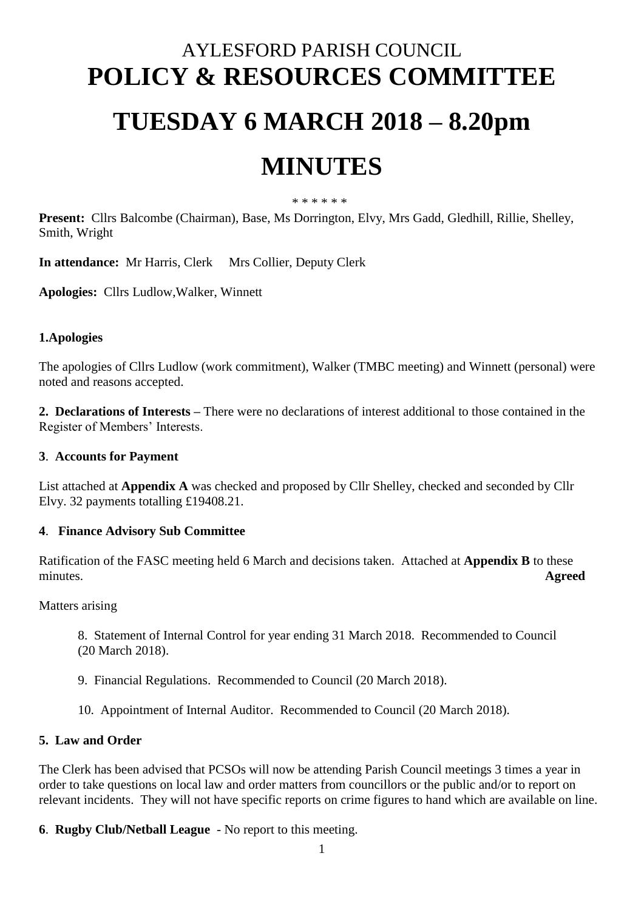# AYLESFORD PARISH COUNCIL

# POLICY & RESOURCES COMMITTEE

# TUESDAY 6 MARCH 2018 – 8.20pm

# MINUTES

\* \* \* \* \* \*

**Present:** Cllrs Balcombe (Chairman), Base, Ms Dorrington, Elvy, Mrs Gadd, Gledhill, Rillie, Shelley, Smith, Wright

**In attendance:** Mr Harris, Clerk   Mrs Collier, Deputy Clerk

**Apologies:** Cllrs Ludlow,Walker, Winnett

**1.Apologies**

The apologies of Cllrs Ludlow (work commitment), Walker (TMBC meeting) and Winnett (personal) were noted and reasons accepted.

**2. Declarations of Interests –** There were no declarations of interest additional to those contained in the Register of Members' Interests.

**3. Accounts for Payment**

List attached at **Appendix A** was checked and proposed by Cllr Shelley, checked and seconded by Cllr Elvy. 32 payments totalling £19408.21.

**4. Finance Advisory Sub Committee**

Ratification of the FASC meeting held 6 March and decisions taken. Attached at **Appendix B** to these minutes. **Agreed**

Matters arising

8. Statement of Internal Control for year ending 31 March 2018. Recommended to Council (20 March 2018).

9. Financial Regulations. Recommended to Council (20 March 2018).

10. Appointment of Internal Auditor. Recommended to Council (20 March 2018).

**5. Law and Order**

The Clerk has been advised that PCSOs will now be attending Parish Council meetings 3 times a year in order to take questions on local law and order matters from councillors or the public and/or to report on relevant incidents. They will not have specific reports on crime figures to hand which are available on line.

**6. Rugby Club/Netball League** - No report to this meeting.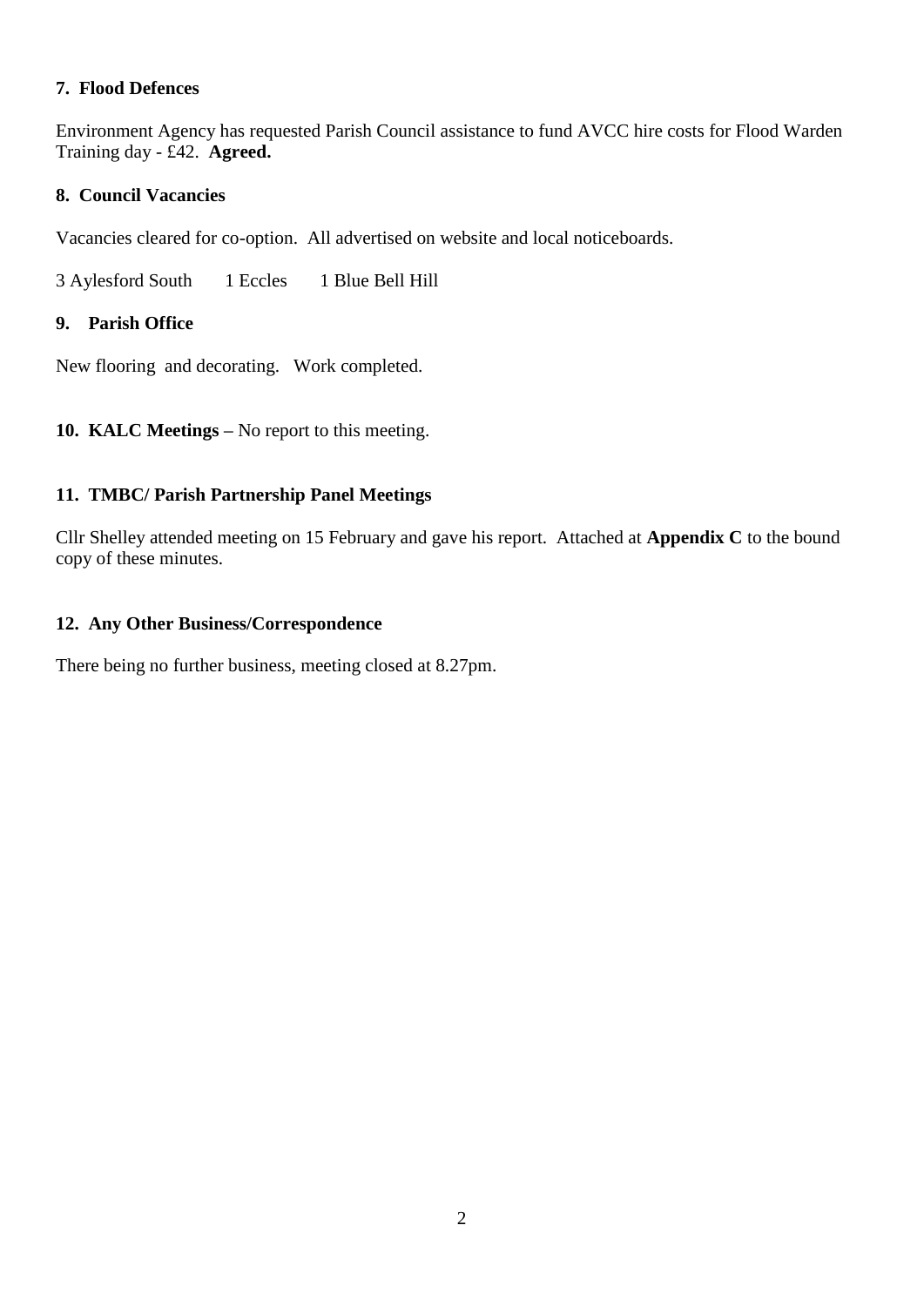**7. Flood Defences**

Environment Agency has requested Parish Council assistance to fund AVCC hire costs for Flood Warden Training day - £42. **Agreed.**

**8. Council Vacancies**

Vacancies cleared for co-option. All advertised on website and local noticeboards.

3 Aylesford South 1 Eccles 1 Blue Bell Hill

**9. Parish Office**

New flooring and decorating. Work completed.

**10. KALC Meetings –** No report to this meeting.

**11. TMBC/ Parish Partnership Panel Meetings**

Cllr Shelley attended meeting on 15 February and gave his report. Attached at **Appendix C** to the bound copy of these minutes.

**12. Any Other Business/Correspondence**

There being no further business, meeting closed at 8.27pm.